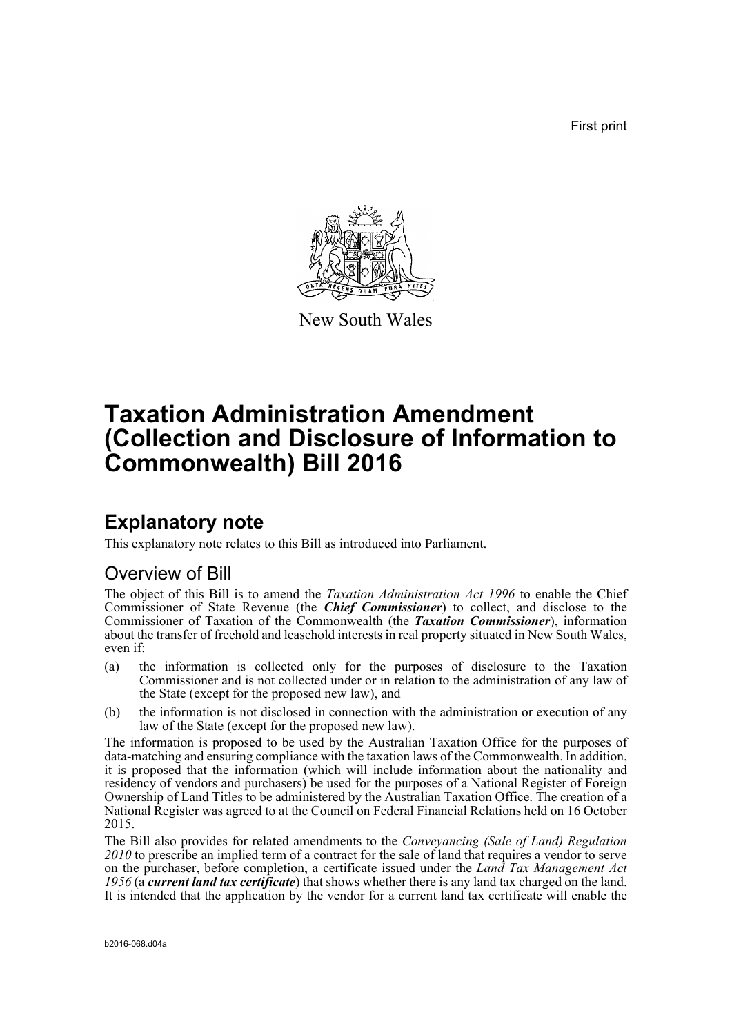First print

New South Wales

# Taxation Administration Amendment (Collection and Disclosure of Information to Commonwealth) Bill 2016

## Explanatory note

This explanatory note relates to this Bill as introduced into Parliament.

### Overview of Bill

The object of this Bill is to amend the *Taxation Administration Act 1996* to enable the Chief Commissioner of State Revenue (the ***Chief Commissioner***) to collect, and disclose to the Commissioner of Taxation of the Commonwealth (the ***Taxation Commissioner***), information about the transfer of freehold and leasehold interests in real property situated in New South Wales, even if:

(a) the information is collected only for the purposes of disclosure to the Taxation Commissioner and is not collected under or in relation to the administration of any law of the State (except for the proposed new law), and

(b) the information is not disclosed in connection with the administration or execution of any law of the State (except for the proposed new law).

The information is proposed to be used by the Australian Taxation Office for the purposes of data-matching and ensuring compliance with the taxation laws of the Commonwealth. In addition, it is proposed that the information (which will include information about the nationality and residency of vendors and purchasers) be used for the purposes of a National Register of Foreign Ownership of Land Titles to be administered by the Australian Taxation Office. The creation of a National Register was agreed to at the Council on Federal Financial Relations held on 16 October 2015.

The Bill also provides for related amendments to the *Conveyancing (Sale of Land) Regulation 2010* to prescribe an implied term of a contract for the sale of land that requires a vendor to serve on the purchaser, before completion, a certificate issued under the *Land Tax Management Act 1956* (a ***current land tax certificate***) that shows whether there is any land tax charged on the land. It is intended that the application by the vendor for a current land tax certificate will enable the

b2016-068.d04a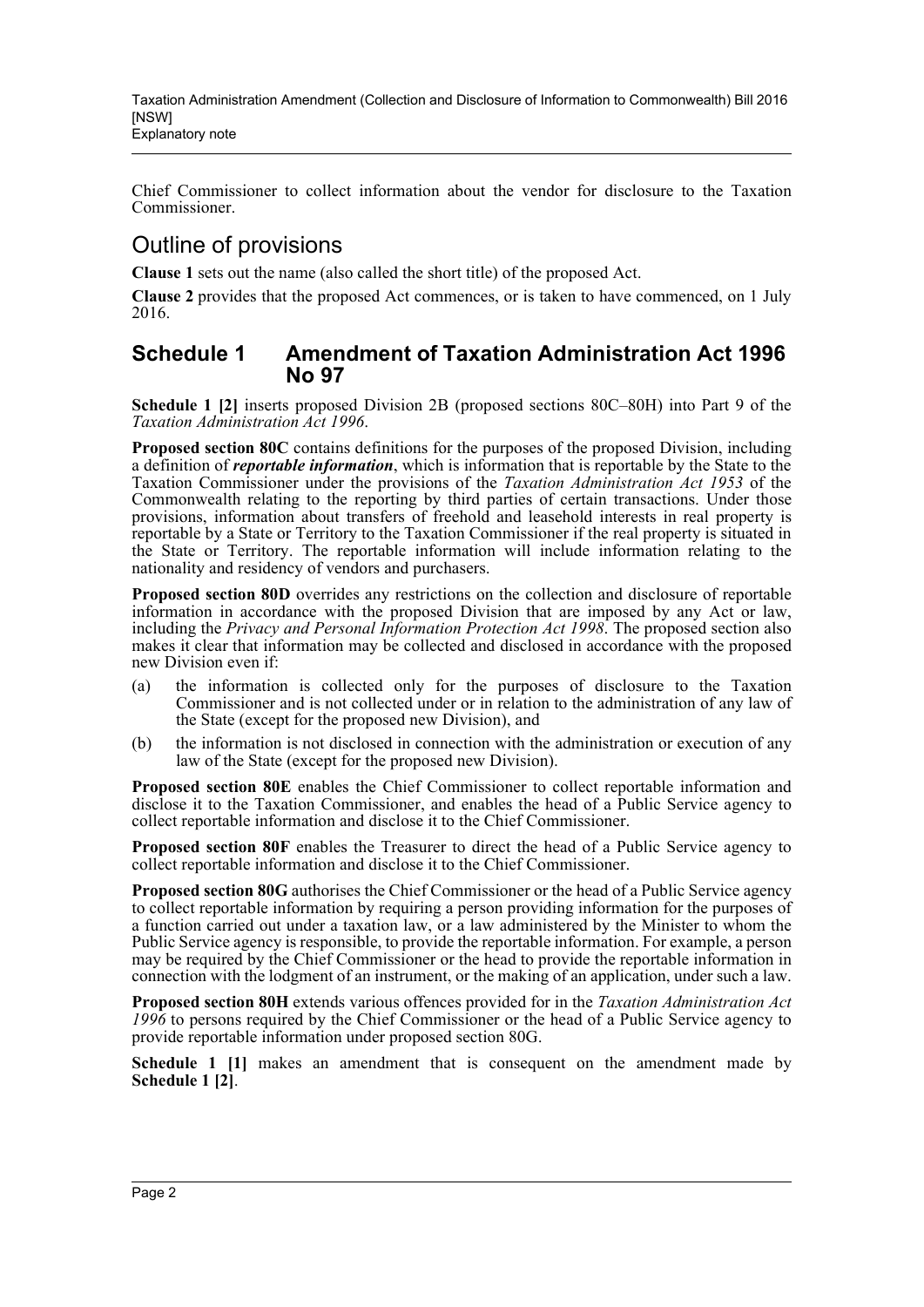Chief Commissioner to collect information about the vendor for disclosure to the Taxation Commissioner.

## Outline of provisions

**Clause 1** sets out the name (also called the short title) of the proposed Act.

**Clause 2** provides that the proposed Act commences, or is taken to have commenced, on 1 July 2016.

## Schedule 1 Amendment of Taxation Administration Act 1996 No 97

**Schedule 1 [2]** inserts proposed Division 2B (proposed sections 80C–80H) into Part 9 of the *Taxation Administration Act 1996*.

**Proposed section 80C** contains definitions for the purposes of the proposed Division, including a definition of ***reportable information***, which is information that is reportable by the State to the Taxation Commissioner under the provisions of the *Taxation Administration Act 1953* of the Commonwealth relating to the reporting by third parties of certain transactions. Under those provisions, information about transfers of freehold and leasehold interests in real property is reportable by a State or Territory to the Taxation Commissioner if the real property is situated in the State or Territory. The reportable information will include information relating to the nationality and residency of vendors and purchasers.

**Proposed section 80D** overrides any restrictions on the collection and disclosure of reportable information in accordance with the proposed Division that are imposed by any Act or law, including the *Privacy and Personal Information Protection Act 1998*. The proposed section also makes it clear that information may be collected and disclosed in accordance with the proposed new Division even if:

(a) the information is collected only for the purposes of disclosure to the Taxation Commissioner and is not collected under or in relation to the administration of any law of the State (except for the proposed new Division), and

(b) the information is not disclosed in connection with the administration or execution of any law of the State (except for the proposed new Division).

**Proposed section 80E** enables the Chief Commissioner to collect reportable information and disclose it to the Taxation Commissioner, and enables the head of a Public Service agency to collect reportable information and disclose it to the Chief Commissioner.

**Proposed section 80F** enables the Treasurer to direct the head of a Public Service agency to collect reportable information and disclose it to the Chief Commissioner.

**Proposed section 80G** authorises the Chief Commissioner or the head of a Public Service agency to collect reportable information by requiring a person providing information for the purposes of a function carried out under a taxation law, or a law administered by the Minister to whom the Public Service agency is responsible, to provide the reportable information. For example, a person may be required by the Chief Commissioner or the head to provide the reportable information in connection with the lodgment of an instrument, or the making of an application, under such a law.

**Proposed section 80H** extends various offences provided for in the *Taxation Administration Act 1996* to persons required by the Chief Commissioner or the head of a Public Service agency to provide reportable information under proposed section 80G.

**Schedule 1 [1]** makes an amendment that is consequent on the amendment made by **Schedule 1 [2]**.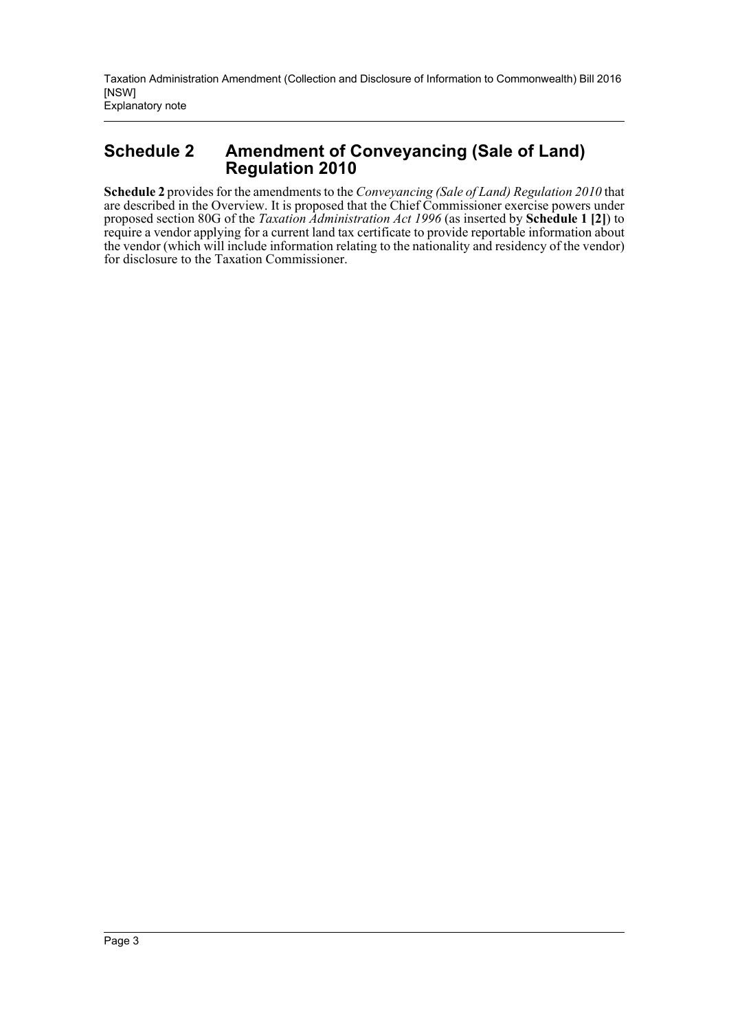## Schedule 2 Amendment of Conveyancing (Sale of Land) Regulation 2010

**Schedule 2** provides for the amendments to the *Conveyancing (Sale of Land) Regulation 2010* that are described in the Overview. It is proposed that the Chief Commissioner exercise powers under proposed section 80G of the *Taxation Administration Act 1996* (as inserted by **Schedule 1 [2]**) to require a vendor applying for a current land tax certificate to provide reportable information about the vendor (which will include information relating to the nationality and residency of the vendor) for disclosure to the Taxation Commissioner.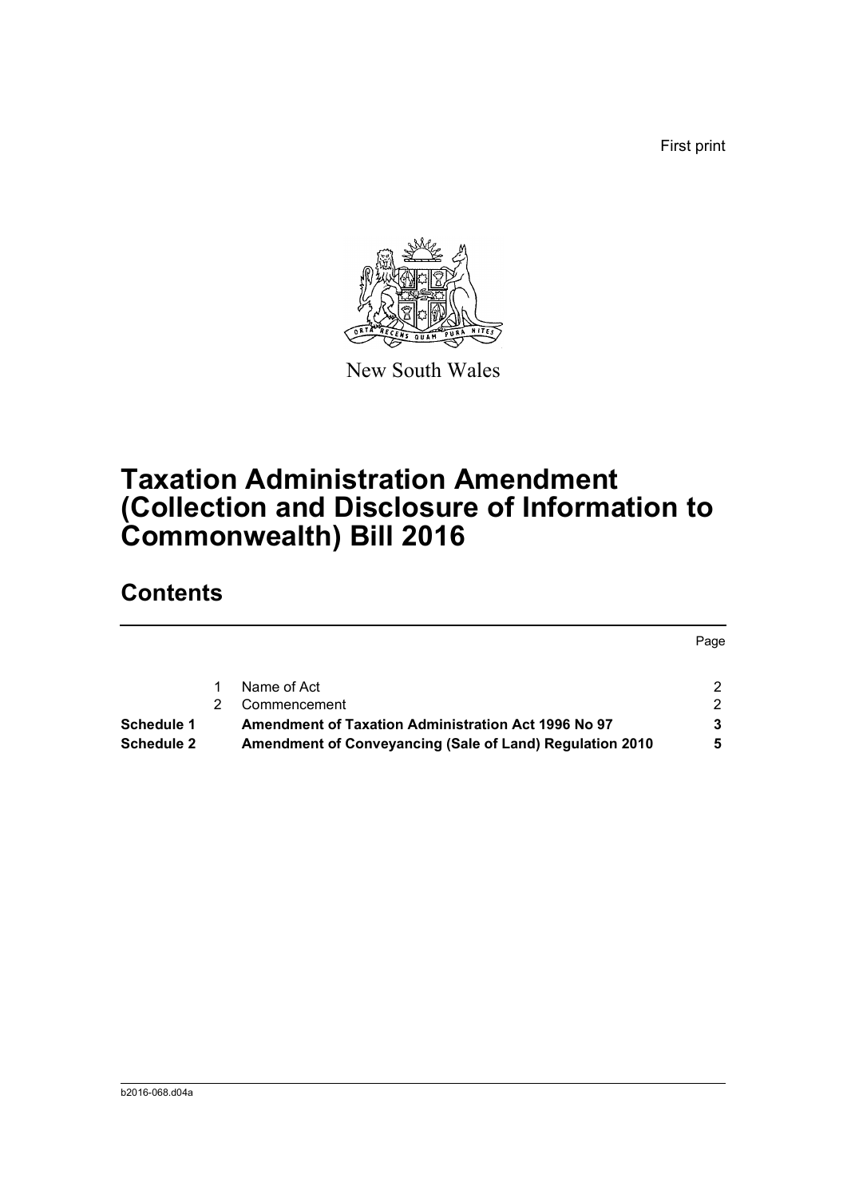First print

New South Wales

# Taxation Administration Amendment (Collection and Disclosure of Information to Commonwealth) Bill 2016

## Contents

| | | | Page |
|---|---|---|---|
| | 1 | Name of Act | 2 |
| | 2 | Commencement | 2 |
| **Schedule 1** | | **Amendment of Taxation Administration Act 1996 No 97** | **3** |
| **Schedule 2** | | **Amendment of Conveyancing (Sale of Land) Regulation 2010** | **5** |

b2016-068.d04a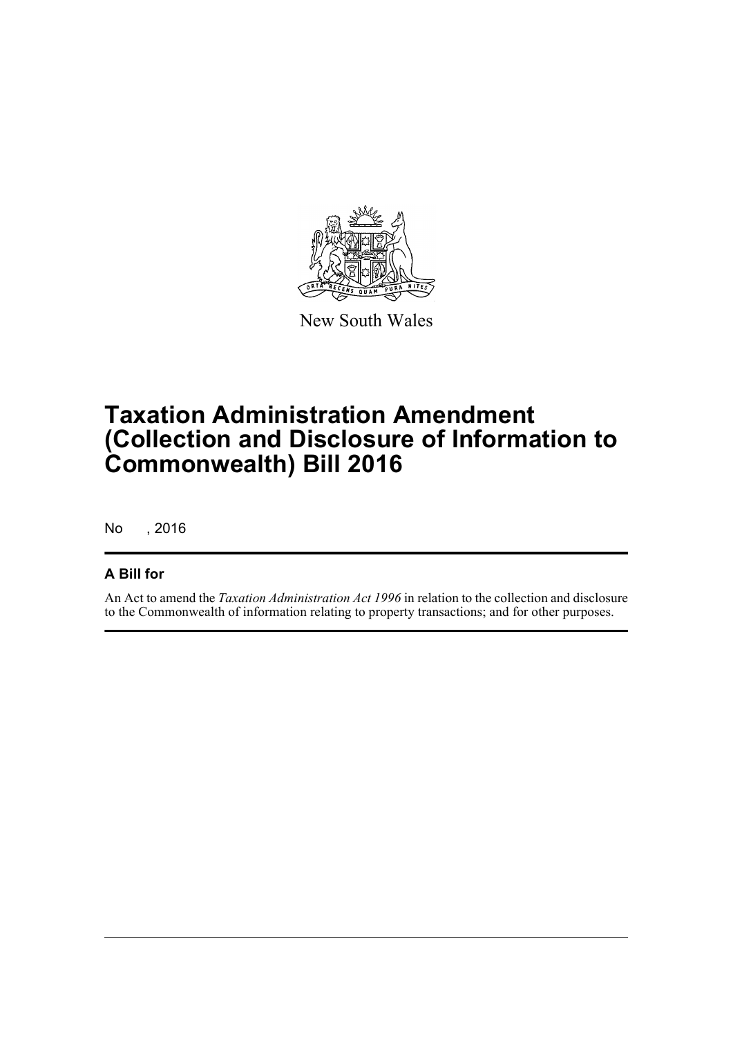New South Wales

# Taxation Administration Amendment (Collection and Disclosure of Information to Commonwealth) Bill 2016

No , 2016

## A Bill for

An Act to amend the *Taxation Administration Act 1996* in relation to the collection and disclosure to the Commonwealth of information relating to property transactions; and for other purposes.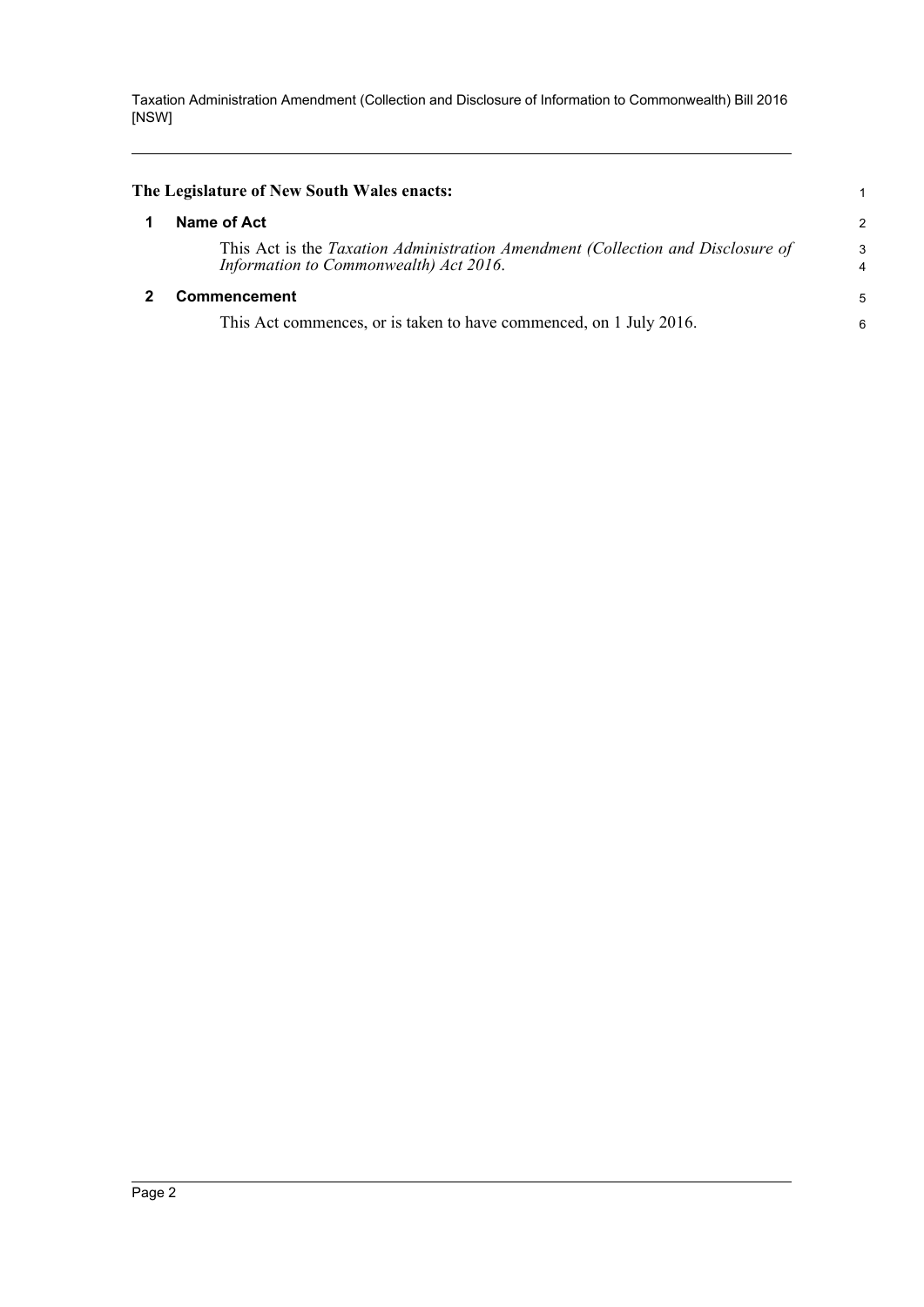**The Legislature of New South Wales enacts:**

## 1 Name of Act

This Act is the *Taxation Administration Amendment (Collection and Disclosure of Information to Commonwealth) Act 2016*.

## 2 Commencement

This Act commences, or is taken to have commenced, on 1 July 2016.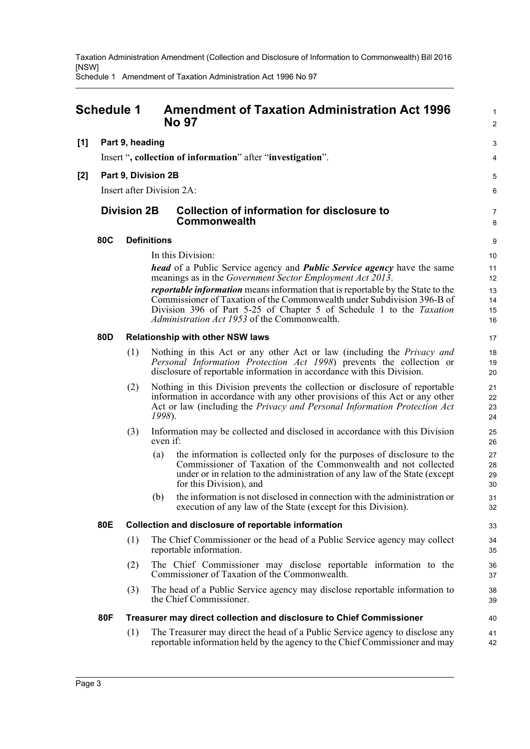## Schedule 1 Amendment of Taxation Administration Act 1996 No 97

**[1] Part 9, heading**

Insert "**, collection of information**" after "**investigation**".

**[2] Part 9, Division 2B**

Insert after Division 2A:

### Division 2B Collection of information for disclosure to Commonwealth

**80C Definitions**

In this Division:

***head*** of a Public Service agency and ***Public Service agency*** have the same meanings as in the *Government Sector Employment Act 2013*.

***reportable information*** means information that is reportable by the State to the Commissioner of Taxation of the Commonwealth under Subdivision 396-B of Division 396 of Part 5-25 of Chapter 5 of Schedule 1 to the *Taxation Administration Act 1953* of the Commonwealth.

**80D Relationship with other NSW laws**

(1) Nothing in this Act or any other Act or law (including the *Privacy and Personal Information Protection Act 1998*) prevents the collection or disclosure of reportable information in accordance with this Division.

(2) Nothing in this Division prevents the collection or disclosure of reportable information in accordance with any other provisions of this Act or any other Act or law (including the *Privacy and Personal Information Protection Act 1998*).

(3) Information may be collected and disclosed in accordance with this Division even if:

(a) the information is collected only for the purposes of disclosure to the Commissioner of Taxation of the Commonwealth and not collected under or in relation to the administration of any law of the State (except for this Division), and

(b) the information is not disclosed in connection with the administration or execution of any law of the State (except for this Division).

**80E Collection and disclosure of reportable information**

(1) The Chief Commissioner or the head of a Public Service agency may collect reportable information.

(2) The Chief Commissioner may disclose reportable information to the Commissioner of Taxation of the Commonwealth.

(3) The head of a Public Service agency may disclose reportable information to the Chief Commissioner.

**80F Treasurer may direct collection and disclosure to Chief Commissioner**

(1) The Treasurer may direct the head of a Public Service agency to disclose any reportable information held by the agency to the Chief Commissioner and may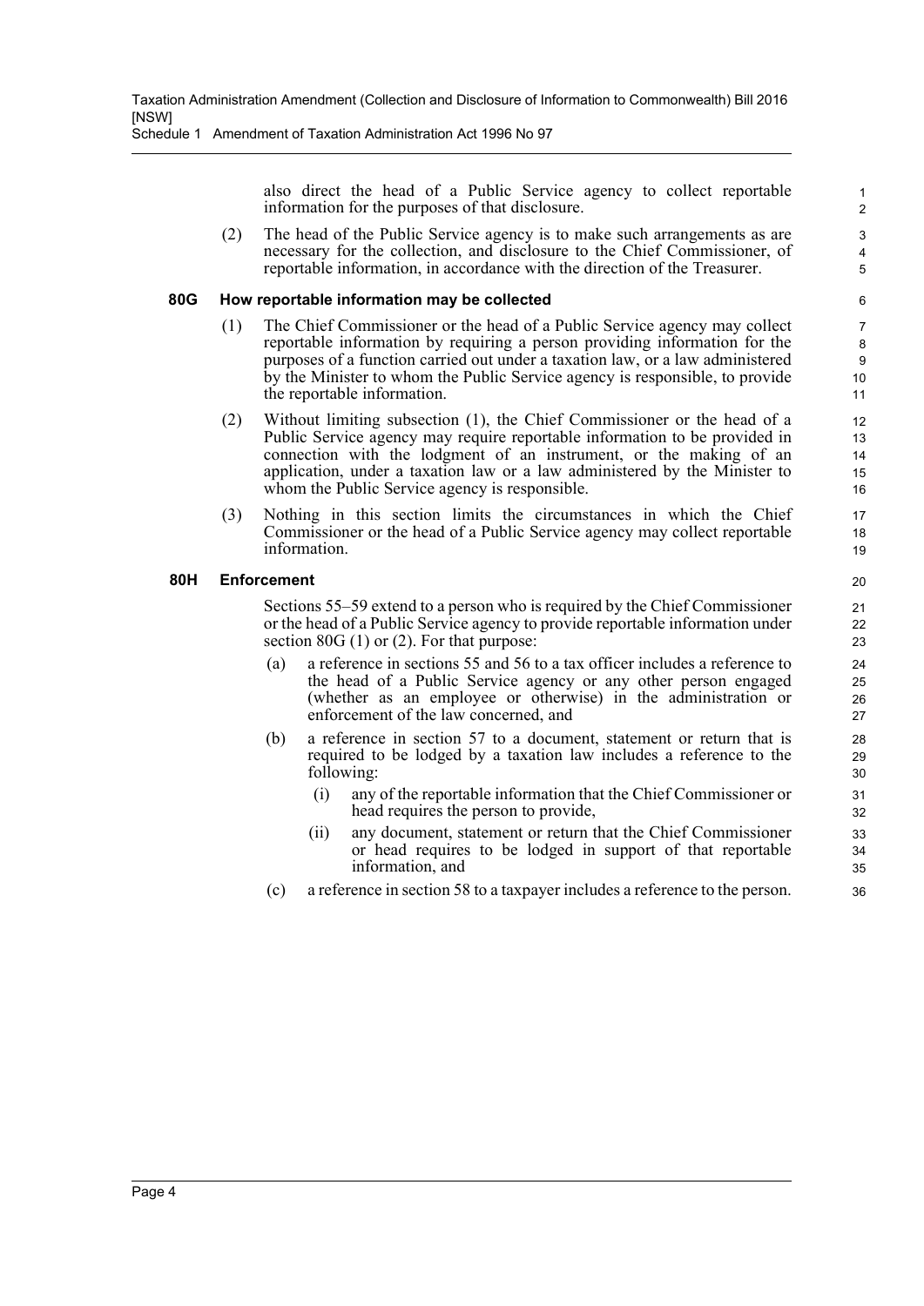also direct the head of a Public Service agency to collect reportable information for the purposes of that disclosure.

(2) The head of the Public Service agency is to make such arrangements as are necessary for the collection, and disclosure to the Chief Commissioner, of reportable information, in accordance with the direction of the Treasurer.

### 80G How reportable information may be collected

(1) The Chief Commissioner or the head of a Public Service agency may collect reportable information by requiring a person providing information for the purposes of a function carried out under a taxation law, or a law administered by the Minister to whom the Public Service agency is responsible, to provide the reportable information.

(2) Without limiting subsection (1), the Chief Commissioner or the head of a Public Service agency may require reportable information to be provided in connection with the lodgment of an instrument, or the making of an application, under a taxation law or a law administered by the Minister to whom the Public Service agency is responsible.

(3) Nothing in this section limits the circumstances in which the Chief Commissioner or the head of a Public Service agency may collect reportable information.

### 80H Enforcement

Sections 55–59 extend to a person who is required by the Chief Commissioner or the head of a Public Service agency to provide reportable information under section 80G (1) or (2). For that purpose:

(a) a reference in sections 55 and 56 to a tax officer includes a reference to the head of a Public Service agency or any other person engaged (whether as an employee or otherwise) in the administration or enforcement of the law concerned, and

(b) a reference in section 57 to a document, statement or return that is required to be lodged by a taxation law includes a reference to the following:

  (i) any of the reportable information that the Chief Commissioner or head requires the person to provide,

  (ii) any document, statement or return that the Chief Commissioner or head requires to be lodged in support of that reportable information, and

(c) a reference in section 58 to a taxpayer includes a reference to the person.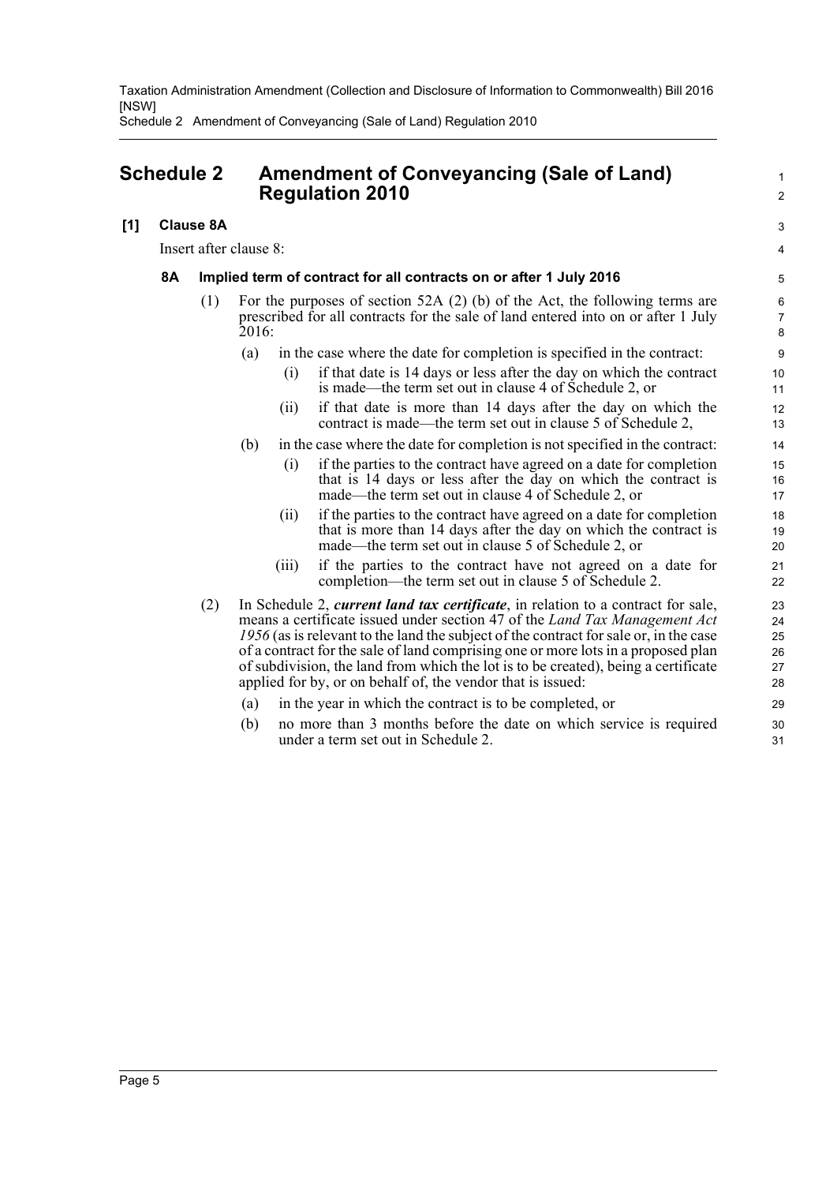# Schedule 2 Amendment of Conveyancing (Sale of Land) Regulation 2010

## [1] Clause 8A

Insert after clause 8:

### 8A Implied term of contract for all contracts on or after 1 July 2016

(1) For the purposes of section 52A (2) (b) of the Act, the following terms are prescribed for all contracts for the sale of land entered into on or after 1 July 2016:

- (a) in the case where the date for completion is specified in the contract:
  - (i) if that date is 14 days or less after the day on which the contract is made—the term set out in clause 4 of Schedule 2, or
  - (ii) if that date is more than 14 days after the day on which the contract is made—the term set out in clause 5 of Schedule 2,
- (b) in the case where the date for completion is not specified in the contract:
  - (i) if the parties to the contract have agreed on a date for completion that is 14 days or less after the day on which the contract is made—the term set out in clause 4 of Schedule 2, or
  - (ii) if the parties to the contract have agreed on a date for completion that is more than 14 days after the day on which the contract is made—the term set out in clause 5 of Schedule 2, or
  - (iii) if the parties to the contract have not agreed on a date for completion—the term set out in clause 5 of Schedule 2.

(2) In Schedule 2, ***current land tax certificate***, in relation to a contract for sale, means a certificate issued under section 47 of the *Land Tax Management Act 1956* (as is relevant to the land the subject of the contract for sale or, in the case of a contract for the sale of land comprising one or more lots in a proposed plan of subdivision, the land from which the lot is to be created), being a certificate applied for by, or on behalf of, the vendor that is issued:

- (a) in the year in which the contract is to be completed, or
- (b) no more than 3 months before the date on which service is required under a term set out in Schedule 2.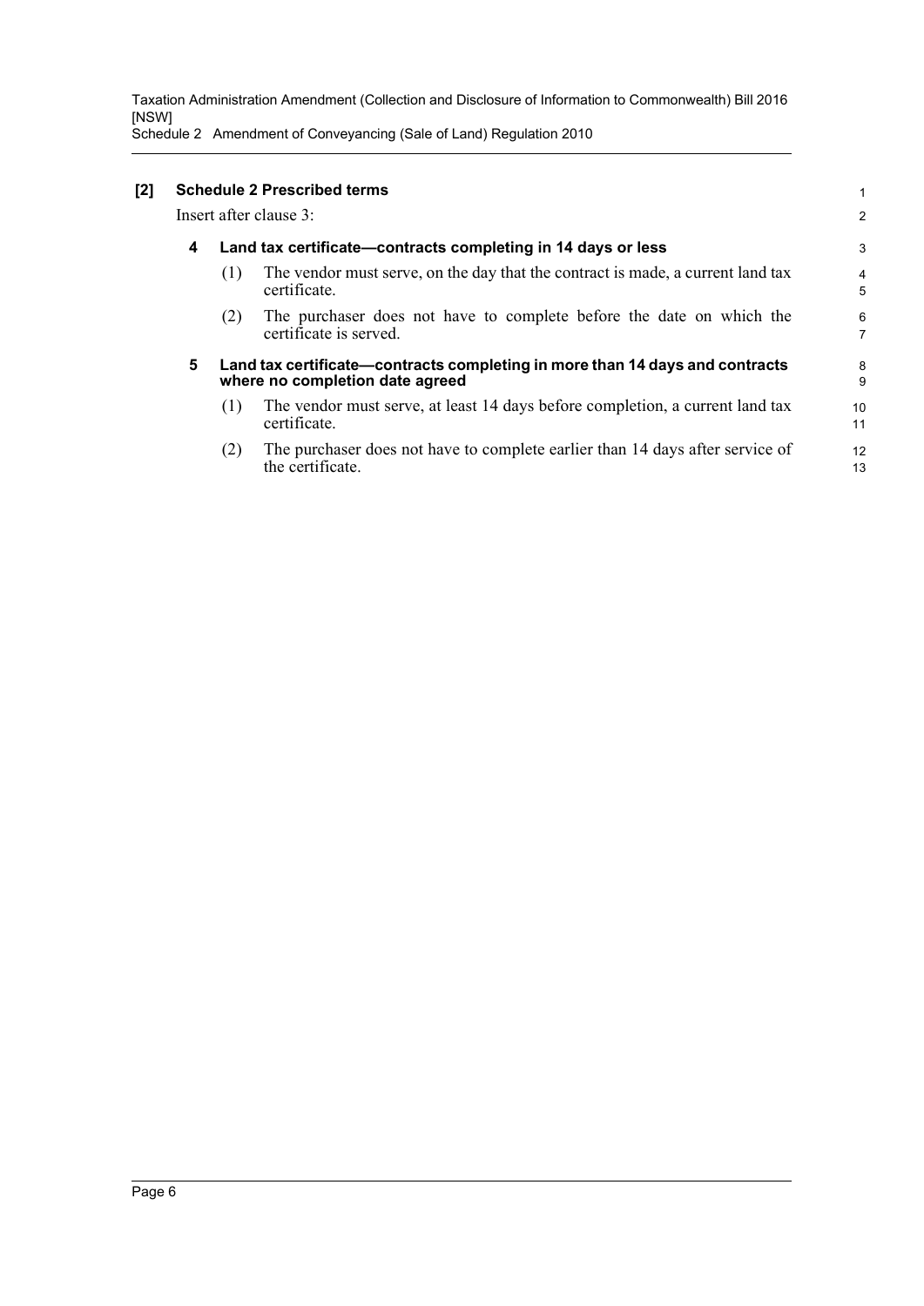**[2] Schedule 2 Prescribed terms**

Insert after clause 3:

**4 Land tax certificate—contracts completing in 14 days or less**

(1) The vendor must serve, on the day that the contract is made, a current land tax certificate.

(2) The purchaser does not have to complete before the date on which the certificate is served.

**5 Land tax certificate—contracts completing in more than 14 days and contracts where no completion date agreed**

(1) The vendor must serve, at least 14 days before completion, a current land tax certificate.

(2) The purchaser does not have to complete earlier than 14 days after service of the certificate.